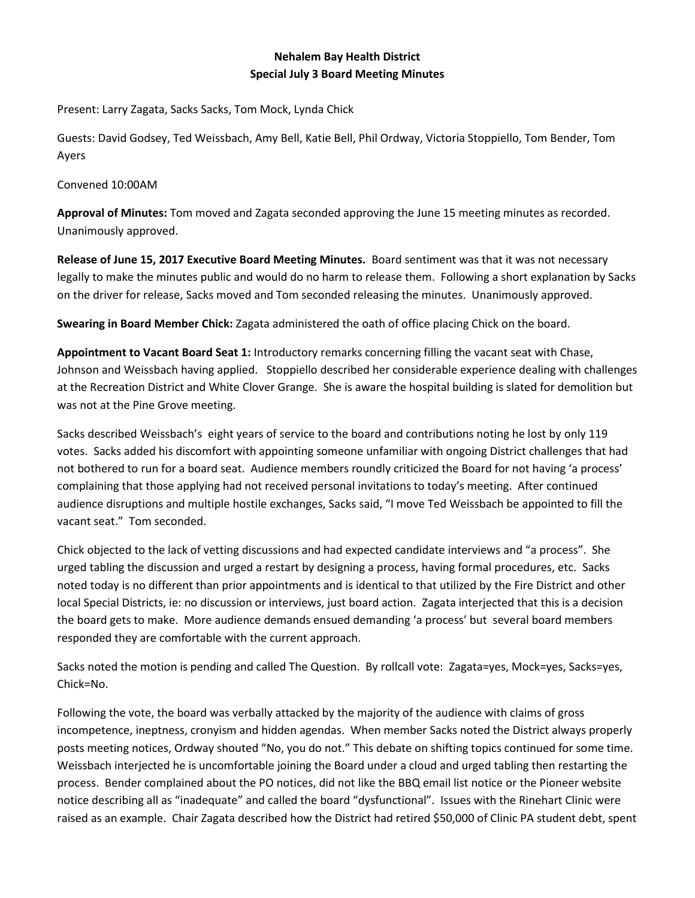**Nehalem Bay Health District**
**Special July 3 Board Meeting Minutes**

Present: Larry Zagata, Sacks Sacks, Tom Mock, Lynda Chick

Guests: David Godsey, Ted Weissbach, Amy Bell, Katie Bell, Phil Ordway, Victoria Stoppiello, Tom Bender, Tom Ayers

Convened 10:00AM

**Approval of Minutes:** Tom moved and Zagata seconded approving the June 15 meeting minutes as recorded. Unanimously approved.

**Release of June 15, 2017 Executive Board Meeting Minutes.** Board sentiment was that it was not necessary legally to make the minutes public and would do no harm to release them. Following a short explanation by Sacks on the driver for release, Sacks moved and Tom seconded releasing the minutes. Unanimously approved.

**Swearing in Board Member Chick:** Zagata administered the oath of office placing Chick on the board.

**Appointment to Vacant Board Seat 1:** Introductory remarks concerning filling the vacant seat with Chase, Johnson and Weissbach having applied. Stoppiello described her considerable experience dealing with challenges at the Recreation District and White Clover Grange. She is aware the hospital building is slated for demolition but was not at the Pine Grove meeting.

Sacks described Weissbach's eight years of service to the board and contributions noting he lost by only 119 votes. Sacks added his discomfort with appointing someone unfamiliar with ongoing District challenges that had not bothered to run for a board seat. Audience members roundly criticized the Board for not having 'a process' complaining that those applying had not received personal invitations to today's meeting. After continued audience disruptions and multiple hostile exchanges, Sacks said, "I move Ted Weissbach be appointed to fill the vacant seat." Tom seconded.

Chick objected to the lack of vetting discussions and had expected candidate interviews and "a process". She urged tabling the discussion and urged a restart by designing a process, having formal procedures, etc. Sacks noted today is no different than prior appointments and is identical to that utilized by the Fire District and other local Special Districts, ie: no discussion or interviews, just board action. Zagata interjected that this is a decision the board gets to make. More audience demands ensued demanding 'a process' but several board members responded they are comfortable with the current approach.

Sacks noted the motion is pending and called The Question. By rollcall vote: Zagata=yes, Mock=yes, Sacks=yes, Chick=No.

Following the vote, the board was verbally attacked by the majority of the audience with claims of gross incompetence, ineptness, cronyism and hidden agendas. When member Sacks noted the District always properly posts meeting notices, Ordway shouted "No, you do not." This debate on shifting topics continued for some time. Weissbach interjected he is uncomfortable joining the Board under a cloud and urged tabling then restarting the process. Bender complained about the PO notices, did not like the BBQ email list notice or the Pioneer website notice describing all as "inadequate" and called the board "dysfunctional". Issues with the Rinehart Clinic were raised as an example. Chair Zagata described how the District had retired $50,000 of Clinic PA student debt, spent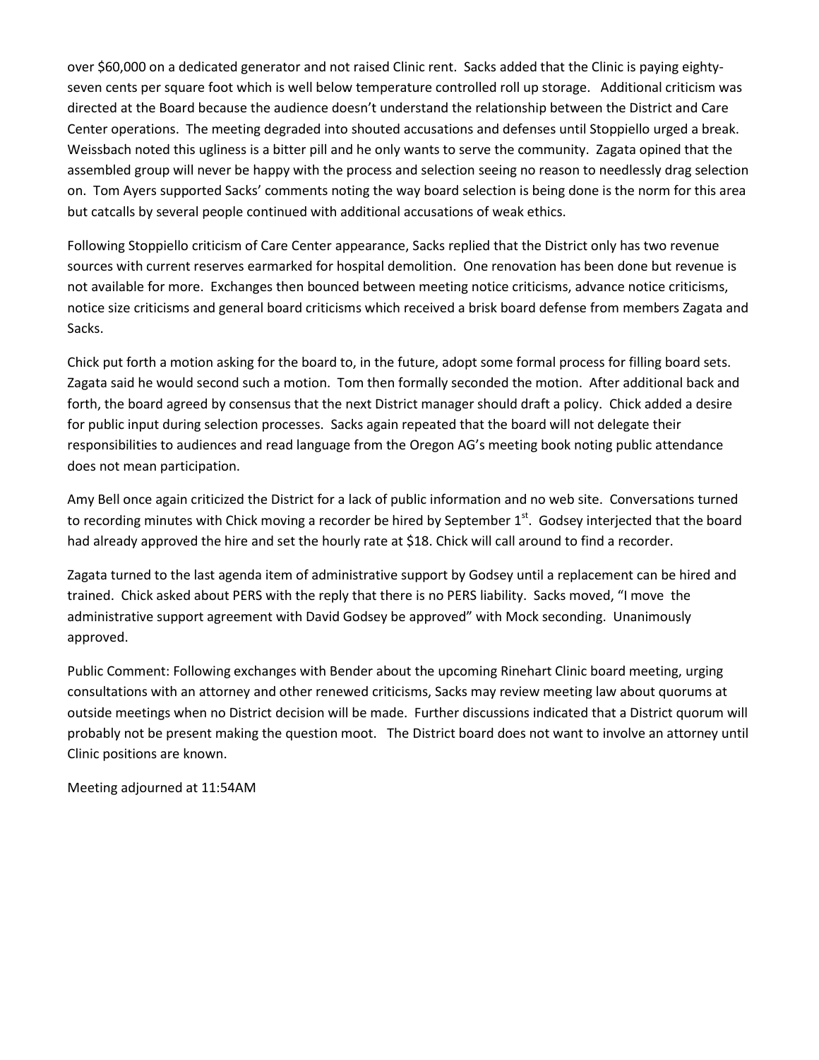over $60,000 on a dedicated generator and not raised Clinic rent. Sacks added that the Clinic is paying eighty-seven cents per square foot which is well below temperature controlled roll up storage. Additional criticism was directed at the Board because the audience doesn't understand the relationship between the District and Care Center operations. The meeting degraded into shouted accusations and defenses until Stoppiello urged a break. Weissbach noted this ugliness is a bitter pill and he only wants to serve the community. Zagata opined that the assembled group will never be happy with the process and selection seeing no reason to needlessly drag selection on. Tom Ayers supported Sacks' comments noting the way board selection is being done is the norm for this area but catcalls by several people continued with additional accusations of weak ethics.

Following Stoppiello criticism of Care Center appearance, Sacks replied that the District only has two revenue sources with current reserves earmarked for hospital demolition. One renovation has been done but revenue is not available for more. Exchanges then bounced between meeting notice criticisms, advance notice criticisms, notice size criticisms and general board criticisms which received a brisk board defense from members Zagata and Sacks.

Chick put forth a motion asking for the board to, in the future, adopt some formal process for filling board sets. Zagata said he would second such a motion. Tom then formally seconded the motion. After additional back and forth, the board agreed by consensus that the next District manager should draft a policy. Chick added a desire for public input during selection processes. Sacks again repeated that the board will not delegate their responsibilities to audiences and read language from the Oregon AG's meeting book noting public attendance does not mean participation.

Amy Bell once again criticized the District for a lack of public information and no web site. Conversations turned to recording minutes with Chick moving a recorder be hired by September 1st. Godsey interjected that the board had already approved the hire and set the hourly rate at $18. Chick will call around to find a recorder.

Zagata turned to the last agenda item of administrative support by Godsey until a replacement can be hired and trained. Chick asked about PERS with the reply that there is no PERS liability. Sacks moved, "I move the administrative support agreement with David Godsey be approved" with Mock seconding. Unanimously approved.

Public Comment: Following exchanges with Bender about the upcoming Rinehart Clinic board meeting, urging consultations with an attorney and other renewed criticisms, Sacks may review meeting law about quorums at outside meetings when no District decision will be made. Further discussions indicated that a District quorum will probably not be present making the question moot. The District board does not want to involve an attorney until Clinic positions are known.

Meeting adjourned at 11:54AM